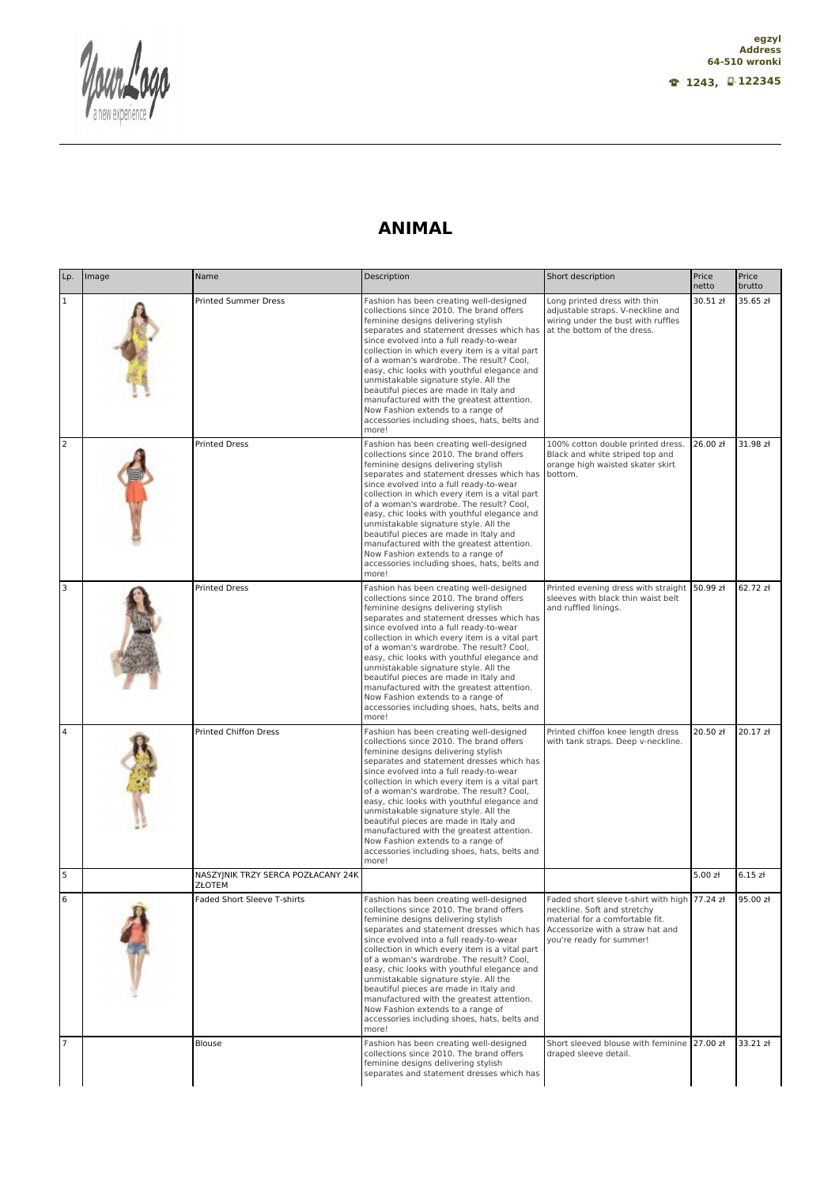egzyl
Address
64-510 wronki

1243, 122345

# ANIMAL

| Lp. | Image | Name | Description | Short description | Price netto | Price brutto |
|---|---|---|---|---|---|---|
| 1 | | Printed Summer Dress | Fashion has been creating well-designed collections since 2010. The brand offers feminine designs delivering stylish separates and statement dresses which has since evolved into a full ready-to-wear collection in which every item is a vital part of a woman's wardrobe. The result? Cool, easy, chic looks with youthful elegance and unmistakable signature style. All the beautiful pieces are made in Italy and manufactured with the greatest attention. Now Fashion extends to a range of accessories including shoes, hats, belts and more! | Long printed dress with thin adjustable straps. V-neckline and wiring under the bust with ruffles at the bottom of the dress. | 30.51 zł | 35.65 zł |
| 2 | | Printed Dress | Fashion has been creating well-designed collections since 2010. The brand offers feminine designs delivering stylish separates and statement dresses which has since evolved into a full ready-to-wear collection in which every item is a vital part of a woman's wardrobe. The result? Cool, easy, chic looks with youthful elegance and unmistakable signature style. All the beautiful pieces are made in Italy and manufactured with the greatest attention. Now Fashion extends to a range of accessories including shoes, hats, belts and more! | 100% cotton double printed dress. Black and white striped top and orange high waisted skater skirt bottom. | 26.00 zł | 31.98 zł |
| 3 | | Printed Dress | Fashion has been creating well-designed collections since 2010. The brand offers feminine designs delivering stylish separates and statement dresses which has since evolved into a full ready-to-wear collection in which every item is a vital part of a woman's wardrobe. The result? Cool, easy, chic looks with youthful elegance and unmistakable signature style. All the beautiful pieces are made in Italy and manufactured with the greatest attention. Now Fashion extends to a range of accessories including shoes, hats, belts and more! | Printed evening dress with straight sleeves with black thin waist belt and ruffled linings. | 50.99 zł | 62.72 zł |
| 4 | | Printed Chiffon Dress | Fashion has been creating well-designed collections since 2010. The brand offers feminine designs delivering stylish separates and statement dresses which has since evolved into a full ready-to-wear collection in which every item is a vital part of a woman's wardrobe. The result? Cool, easy, chic looks with youthful elegance and unmistakable signature style. All the beautiful pieces are made in Italy and manufactured with the greatest attention. Now Fashion extends to a range of accessories including shoes, hats, belts and more! | Printed chiffon knee length dress with tank straps. Deep v-neckline. | 20.50 zł | 20.17 zł |
| 5 | | NASZYJNIK TRZY SERCA POZŁACANY 24K ZŁOTEM | | | 5.00 zł | 6.15 zł |
| 6 | | Faded Short Sleeve T-shirts | Fashion has been creating well-designed collections since 2010. The brand offers feminine designs delivering stylish separates and statement dresses which has since evolved into a full ready-to-wear collection in which every item is a vital part of a woman's wardrobe. The result? Cool, easy, chic looks with youthful elegance and unmistakable signature style. All the beautiful pieces are made in Italy and manufactured with the greatest attention. Now Fashion extends to a range of accessories including shoes, hats, belts and more! | Faded short sleeve t-shirt with high neckline. Soft and stretchy material for a comfortable fit. Accessorize with a straw hat and you're ready for summer! | 77.24 zł | 95.00 zł |
| 7 | | Blouse | Fashion has been creating well-designed collections since 2010. The brand offers feminine designs delivering stylish separates and statement dresses which has | Short sleeved blouse with feminine draped sleeve detail. | 27.00 zł | 33.21 zł |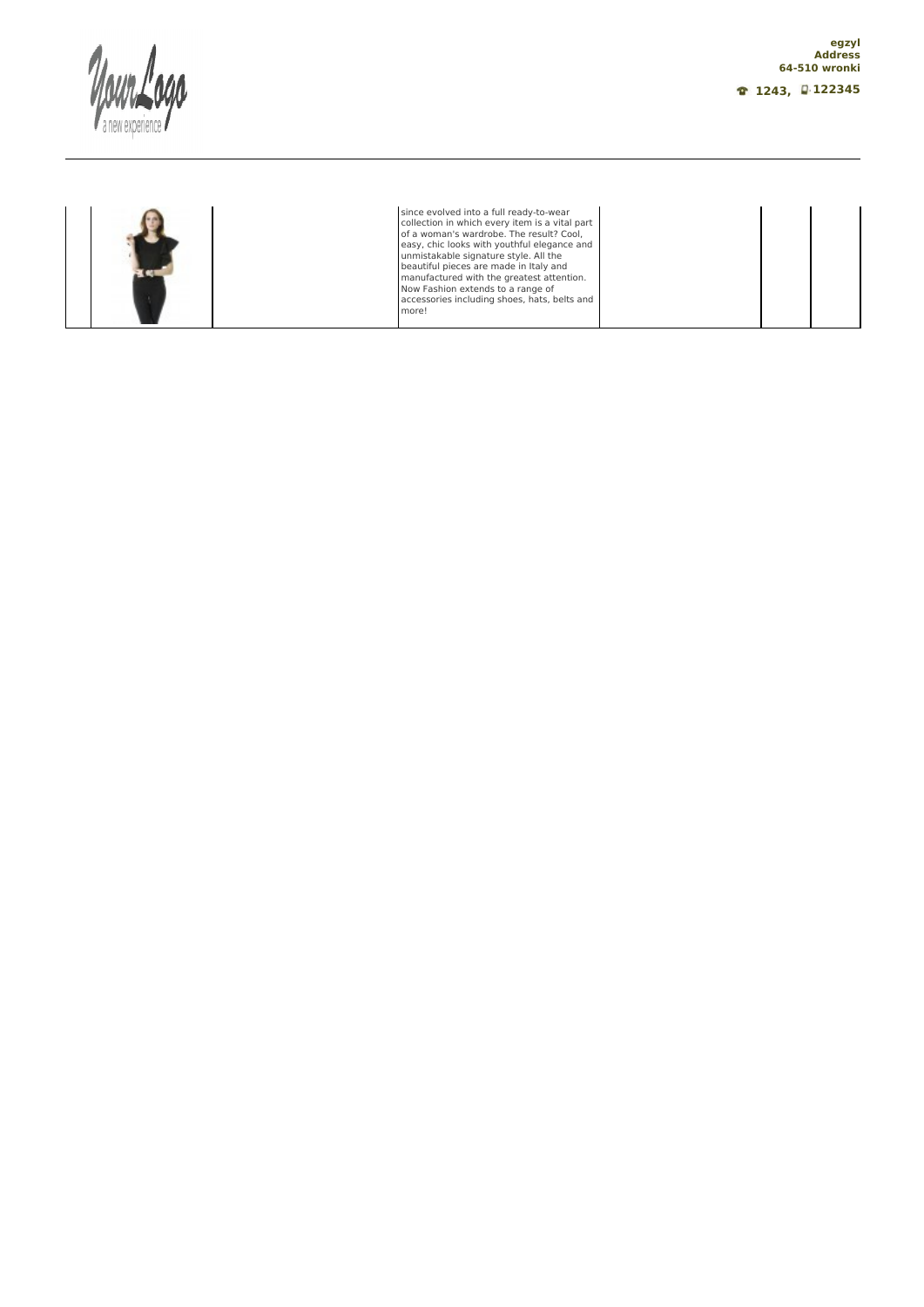egzyl
Address
64-510 wronki

1243, 122345

| | | | | | | |
|---|---|---|---|---|---|---|
| | | | since evolved into a full ready-to-wear collection in which every item is a vital part of a woman's wardrobe. The result? Cool, easy, chic looks with youthful elegance and unmistakable signature style. All the beautiful pieces are made in Italy and manufactured with the greatest attention. Now Fashion extends to a range of accessories including shoes, hats, belts and more! | | | |